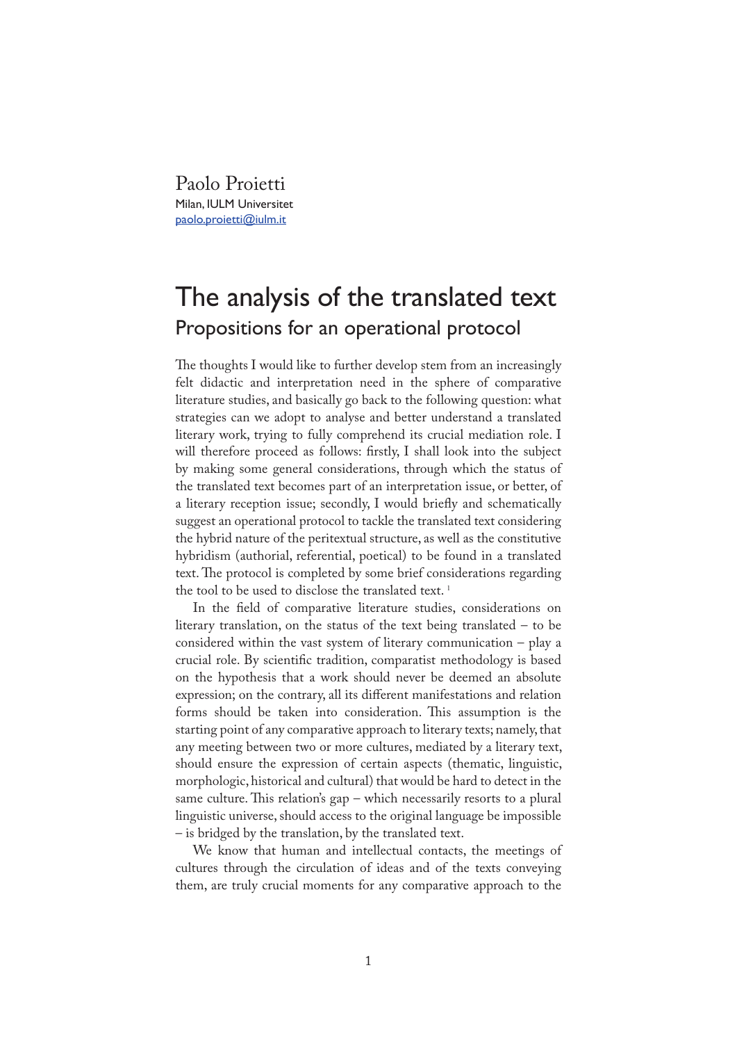Paolo Proietti
Milan, IULM Universitet
paolo.proietti@iulm.it

# The analysis of the translated text

## Propositions for an operational protocol

The thoughts I would like to further develop stem from an increasingly felt didactic and interpretation need in the sphere of comparative literature studies, and basically go back to the following question: what strategies can we adopt to analyse and better understand a translated literary work, trying to fully comprehend its crucial mediation role. I will therefore proceed as follows: firstly, I shall look into the subject by making some general considerations, through which the status of the translated text becomes part of an interpretation issue, or better, of a literary reception issue; secondly, I would briefly and schematically suggest an operational protocol to tackle the translated text considering the hybrid nature of the peritextual structure, as well as the constitutive hybridism (authorial, referential, poetical) to be found in a translated text. The protocol is completed by some brief considerations regarding the tool to be used to disclose the translated text. [1]

In the field of comparative literature studies, considerations on literary translation, on the status of the text being translated – to be considered within the vast system of literary communication – play a crucial role. By scientific tradition, comparatist methodology is based on the hypothesis that a work should never be deemed an absolute expression; on the contrary, all its different manifestations and relation forms should be taken into consideration. This assumption is the starting point of any comparative approach to literary texts; namely, that any meeting between two or more cultures, mediated by a literary text, should ensure the expression of certain aspects (thematic, linguistic, morphologic, historical and cultural) that would be hard to detect in the same culture. This relation's gap – which necessarily resorts to a plural linguistic universe, should access to the original language be impossible – is bridged by the translation, by the translated text.

We know that human and intellectual contacts, the meetings of cultures through the circulation of ideas and of the texts conveying them, are truly crucial moments for any comparative approach to the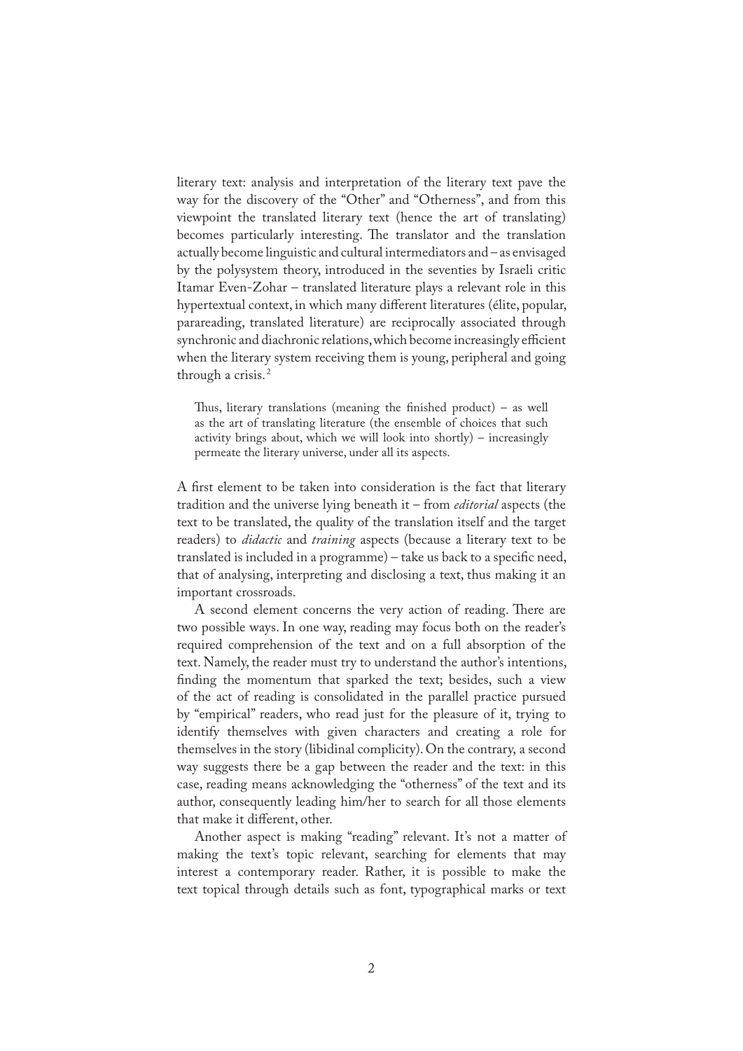literary text: analysis and interpretation of the literary text pave the way for the discovery of the "Other" and "Otherness", and from this viewpoint the translated literary text (hence the art of translating) becomes particularly interesting. The translator and the translation actually become linguistic and cultural intermediators and – as envisaged by the polysystem theory, introduced in the seventies by Israeli critic Itamar Even-Zohar – translated literature plays a relevant role in this hypertextual context, in which many different literatures (élite, popular, parareading, translated literature) are reciprocally associated through synchronic and diachronic relations, which become increasingly efficient when the literary system receiving them is young, peripheral and going through a crisis.[2]

> Thus, literary translations (meaning the finished product) – as well as the art of translating literature (the ensemble of choices that such activity brings about, which we will look into shortly) – increasingly permeate the literary universe, under all its aspects.

A first element to be taken into consideration is the fact that literary tradition and the universe lying beneath it – from *editorial* aspects (the text to be translated, the quality of the translation itself and the target readers) to *didactic* and *training* aspects (because a literary text to be translated is included in a programme) – take us back to a specific need, that of analysing, interpreting and disclosing a text, thus making it an important crossroads.

A second element concerns the very action of reading. There are two possible ways. In one way, reading may focus both on the reader's required comprehension of the text and on a full absorption of the text. Namely, the reader must try to understand the author's intentions, finding the momentum that sparked the text; besides, such a view of the act of reading is consolidated in the parallel practice pursued by "empirical" readers, who read just for the pleasure of it, trying to identify themselves with given characters and creating a role for themselves in the story (libidinal complicity). On the contrary, a second way suggests there be a gap between the reader and the text: in this case, reading means acknowledging the "otherness" of the text and its author, consequently leading him/her to search for all those elements that make it different, other.

Another aspect is making "reading" relevant. It's not a matter of making the text's topic relevant, searching for elements that may interest a contemporary reader. Rather, it is possible to make the text topical through details such as font, typographical marks or text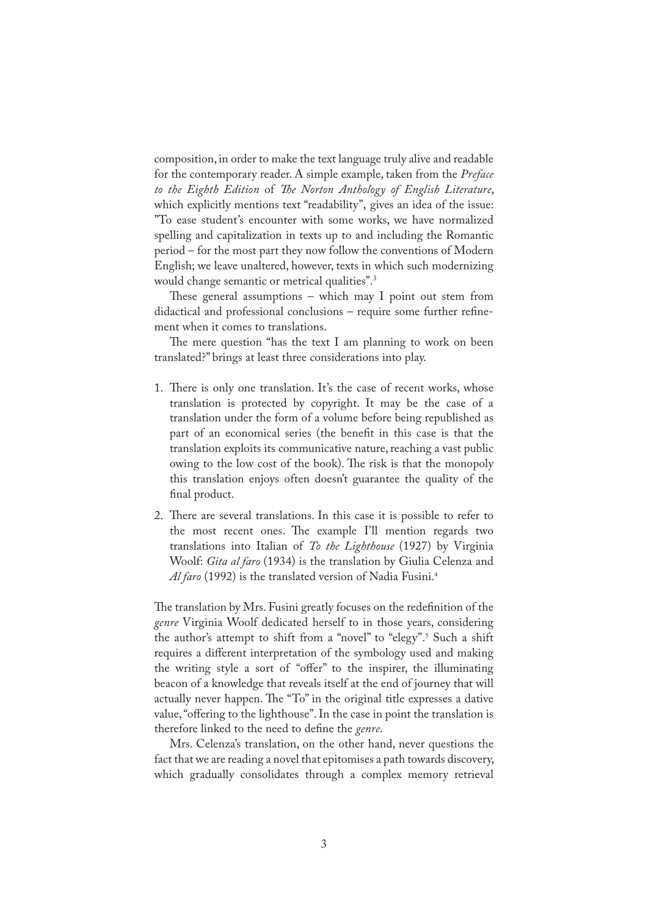composition, in order to make the text language truly alive and readable for the contemporary reader. A simple example, taken from the *Preface to the Eighth Edition* of *The Norton Anthology of English Literature*, which explicitly mentions text "readability", gives an idea of the issue: "To ease student's encounter with some works, we have normalized spelling and capitalization in texts up to and including the Romantic period – for the most part they now follow the conventions of Modern English; we leave unaltered, however, texts in which such modernizing would change semantic or metrical qualities".[3]

These general assumptions – which may I point out stem from didactical and professional conclusions – require some further refinement when it comes to translations.

The mere question "has the text I am planning to work on been translated?" brings at least three considerations into play.

1. There is only one translation. It's the case of recent works, whose translation is protected by copyright. It may be the case of a translation under the form of a volume before being republished as part of an economical series (the benefit in this case is that the translation exploits its communicative nature, reaching a vast public owing to the low cost of the book). The risk is that the monopoly this translation enjoys often doesn't guarantee the quality of the final product.
2. There are several translations. In this case it is possible to refer to the most recent ones. The example I'll mention regards two translations into Italian of *To the Lighthouse* (1927) by Virginia Woolf: *Gita al faro* (1934) is the translation by Giulia Celenza and *Al faro* (1992) is the translated version of Nadia Fusini.[4]

The translation by Mrs. Fusini greatly focuses on the redefinition of the *genre* Virginia Woolf dedicated herself to in those years, considering the author's attempt to shift from a "novel" to "elegy".[5] Such a shift requires a different interpretation of the symbology used and making the writing style a sort of "offer" to the inspirer, the illuminating beacon of a knowledge that reveals itself at the end of journey that will actually never happen. The "To" in the original title expresses a dative value, "offering to the lighthouse". In the case in point the translation is therefore linked to the need to define the *genre*.

Mrs. Celenza's translation, on the other hand, never questions the fact that we are reading a novel that epitomises a path towards discovery, which gradually consolidates through a complex memory retrieval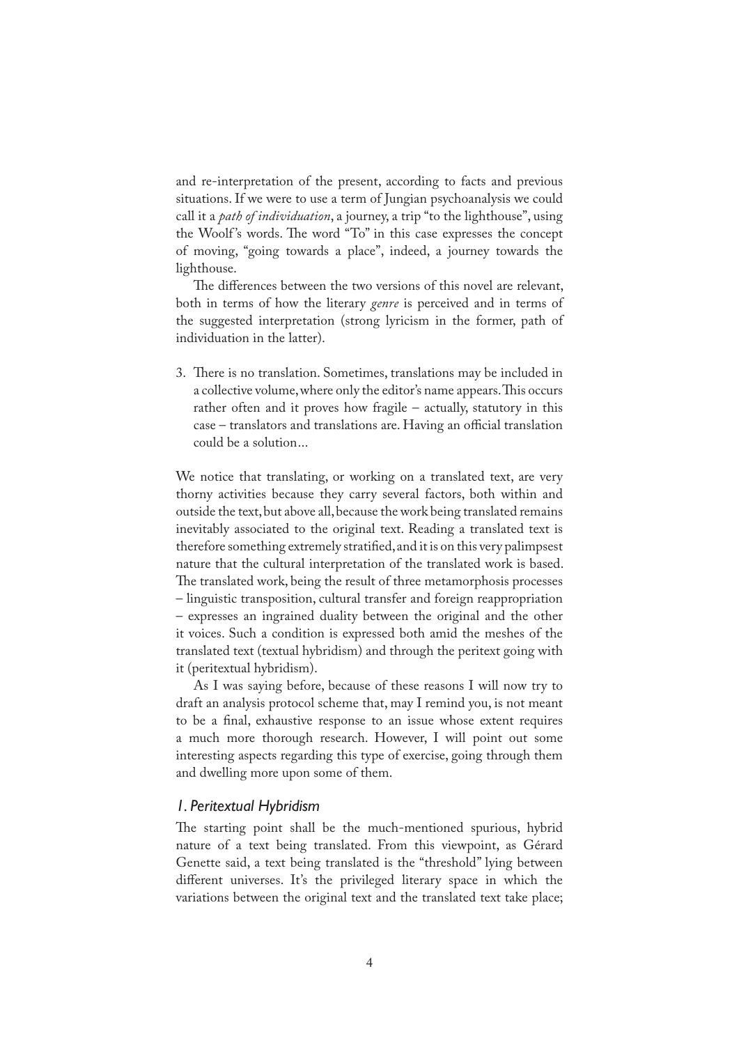and re-interpretation of the present, according to facts and previous situations. If we were to use a term of Jungian psychoanalysis we could call it a *path of individuation*, a journey, a trip "to the lighthouse", using the Woolf's words. The word "To" in this case expresses the concept of moving, "going towards a place", indeed, a journey towards the lighthouse.

The differences between the two versions of this novel are relevant, both in terms of how the literary *genre* is perceived and in terms of the suggested interpretation (strong lyricism in the former, path of individuation in the latter).

3. There is no translation. Sometimes, translations may be included in a collective volume, where only the editor's name appears. This occurs rather often and it proves how fragile – actually, statutory in this case – translators and translations are. Having an official translation could be a solution...

We notice that translating, or working on a translated text, are very thorny activities because they carry several factors, both within and outside the text, but above all, because the work being translated remains inevitably associated to the original text. Reading a translated text is therefore something extremely stratified, and it is on this very palimpsest nature that the cultural interpretation of the translated work is based. The translated work, being the result of three metamorphosis processes – linguistic transposition, cultural transfer and foreign reappropriation – expresses an ingrained duality between the original and the other it voices. Such a condition is expressed both amid the meshes of the translated text (textual hybridism) and through the peritext going with it (peritextual hybridism).

As I was saying before, because of these reasons I will now try to draft an analysis protocol scheme that, may I remind you, is not meant to be a final, exhaustive response to an issue whose extent requires a much more thorough research. However, I will point out some interesting aspects regarding this type of exercise, going through them and dwelling more upon some of them.

### *1. Peritextual Hybridism*

The starting point shall be the much-mentioned spurious, hybrid nature of a text being translated. From this viewpoint, as Gérard Genette said, a text being translated is the "threshold" lying between different universes. It's the privileged literary space in which the variations between the original text and the translated text take place;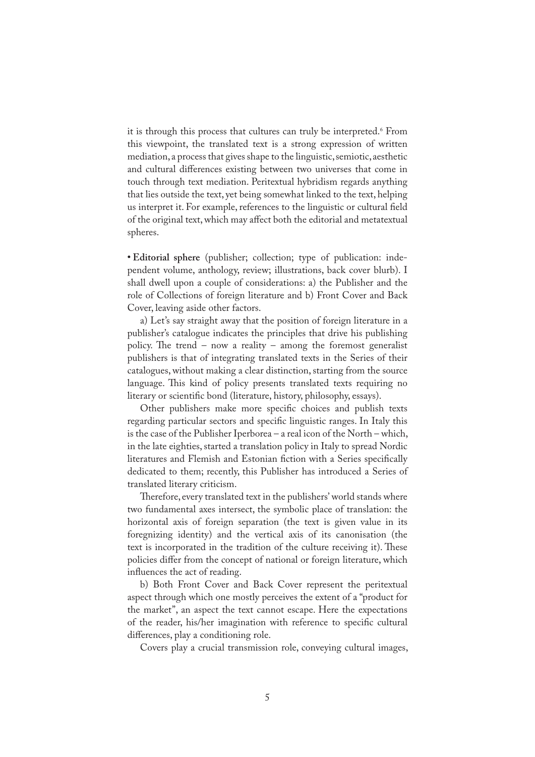it is through this process that cultures can truly be interpreted.[6] From this viewpoint, the translated text is a strong expression of written mediation, a process that gives shape to the linguistic, semiotic, aesthetic and cultural differences existing between two universes that come in touch through text mediation. Peritextual hybridism regards anything that lies outside the text, yet being somewhat linked to the text, helping us interpret it. For example, references to the linguistic or cultural field of the original text, which may affect both the editorial and metatextual spheres.

• **Editorial sphere** (publisher; collection; type of publication: independent volume, anthology, review; illustrations, back cover blurb). I shall dwell upon a couple of considerations: a) the Publisher and the role of Collections of foreign literature and b) Front Cover and Back Cover, leaving aside other factors.

a) Let's say straight away that the position of foreign literature in a publisher's catalogue indicates the principles that drive his publishing policy. The trend – now a reality – among the foremost generalist publishers is that of integrating translated texts in the Series of their catalogues, without making a clear distinction, starting from the source language. This kind of policy presents translated texts requiring no literary or scientific bond (literature, history, philosophy, essays).

Other publishers make more specific choices and publish texts regarding particular sectors and specific linguistic ranges. In Italy this is the case of the Publisher Iperborea – a real icon of the North – which, in the late eighties, started a translation policy in Italy to spread Nordic literatures and Flemish and Estonian fiction with a Series specifically dedicated to them; recently, this Publisher has introduced a Series of translated literary criticism.

Therefore, every translated text in the publishers' world stands where two fundamental axes intersect, the symbolic place of translation: the horizontal axis of foreign separation (the text is given value in its foregnizing identity) and the vertical axis of its canonisation (the text is incorporated in the tradition of the culture receiving it). These policies differ from the concept of national or foreign literature, which influences the act of reading.

b) Both Front Cover and Back Cover represent the peritextual aspect through which one mostly perceives the extent of a "product for the market", an aspect the text cannot escape. Here the expectations of the reader, his/her imagination with reference to specific cultural differences, play a conditioning role.

Covers play a crucial transmission role, conveying cultural images,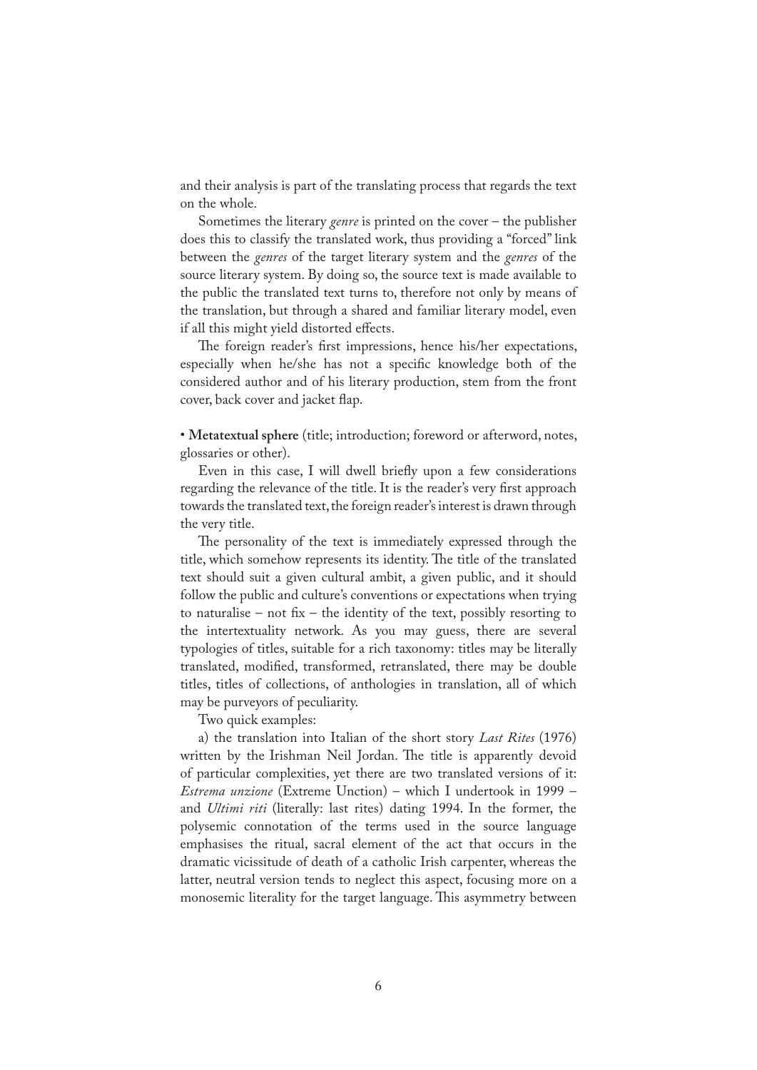and their analysis is part of the translating process that regards the text on the whole.

Sometimes the literary *genre* is printed on the cover – the publisher does this to classify the translated work, thus providing a "forced" link between the *genres* of the target literary system and the *genres* of the source literary system. By doing so, the source text is made available to the public the translated text turns to, therefore not only by means of the translation, but through a shared and familiar literary model, even if all this might yield distorted effects.

The foreign reader's first impressions, hence his/her expectations, especially when he/she has not a specific knowledge both of the considered author and of his literary production, stem from the front cover, back cover and jacket flap.

• **Metatextual sphere** (title; introduction; foreword or afterword, notes, glossaries or other).

Even in this case, I will dwell briefly upon a few considerations regarding the relevance of the title. It is the reader's very first approach towards the translated text, the foreign reader's interest is drawn through the very title.

The personality of the text is immediately expressed through the title, which somehow represents its identity. The title of the translated text should suit a given cultural ambit, a given public, and it should follow the public and culture's conventions or expectations when trying to naturalise – not fix – the identity of the text, possibly resorting to the intertextuality network. As you may guess, there are several typologies of titles, suitable for a rich taxonomy: titles may be literally translated, modified, transformed, retranslated, there may be double titles, titles of collections, of anthologies in translation, all of which may be purveyors of peculiarity.

Two quick examples:

a) the translation into Italian of the short story *Last Rites* (1976) written by the Irishman Neil Jordan. The title is apparently devoid of particular complexities, yet there are two translated versions of it: *Estrema unzione* (Extreme Unction) – which I undertook in 1999 – and *Ultimi riti* (literally: last rites) dating 1994. In the former, the polysemic connotation of the terms used in the source language emphasises the ritual, sacral element of the act that occurs in the dramatic vicissitude of death of a catholic Irish carpenter, whereas the latter, neutral version tends to neglect this aspect, focusing more on a monosemic literality for the target language. This asymmetry between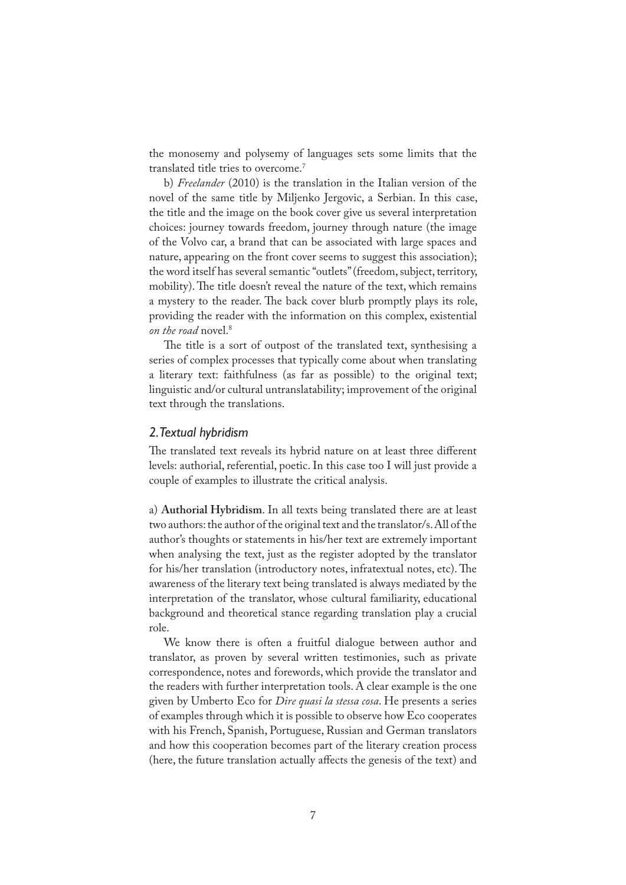the monosemy and polysemy of languages sets some limits that the translated title tries to overcome.[7]

b) *Freelander* (2010) is the translation in the Italian version of the novel of the same title by Miljenko Jergovic, a Serbian. In this case, the title and the image on the book cover give us several interpretation choices: journey towards freedom, journey through nature (the image of the Volvo car, a brand that can be associated with large spaces and nature, appearing on the front cover seems to suggest this association); the word itself has several semantic "outlets" (freedom, subject, territory, mobility). The title doesn't reveal the nature of the text, which remains a mystery to the reader. The back cover blurb promptly plays its role, providing the reader with the information on this complex, existential *on the road* novel.[8]

The title is a sort of outpost of the translated text, synthesising a series of complex processes that typically come about when translating a literary text: faithfulness (as far as possible) to the original text; linguistic and/or cultural untranslatability; improvement of the original text through the translations.

## *2. Textual hybridism*

The translated text reveals its hybrid nature on at least three different levels: authorial, referential, poetic. In this case too I will just provide a couple of examples to illustrate the critical analysis.

a) **Authorial Hybridism**. In all texts being translated there are at least two authors: the author of the original text and the translator/s. All of the author's thoughts or statements in his/her text are extremely important when analysing the text, just as the register adopted by the translator for his/her translation (introductory notes, infratextual notes, etc). The awareness of the literary text being translated is always mediated by the interpretation of the translator, whose cultural familiarity, educational background and theoretical stance regarding translation play a crucial role.

We know there is often a fruitful dialogue between author and translator, as proven by several written testimonies, such as private correspondence, notes and forewords, which provide the translator and the readers with further interpretation tools. A clear example is the one given by Umberto Eco for *Dire quasi la stessa cosa*. He presents a series of examples through which it is possible to observe how Eco cooperates with his French, Spanish, Portuguese, Russian and German translators and how this cooperation becomes part of the literary creation process (here, the future translation actually affects the genesis of the text) and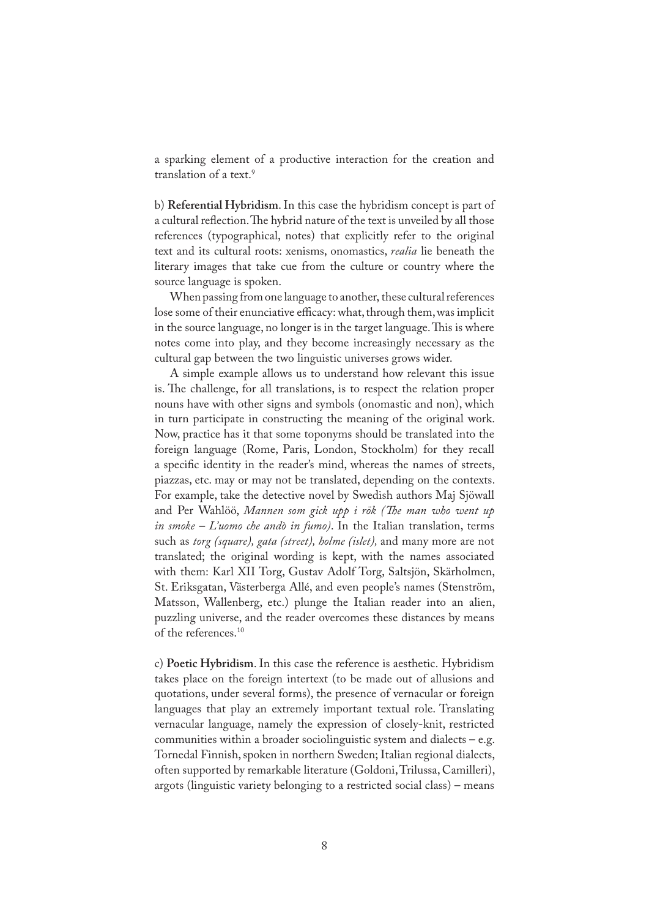a sparking element of a productive interaction for the creation and translation of a text.[9]

b) **Referential Hybridism**. In this case the hybridism concept is part of a cultural reflection. The hybrid nature of the text is unveiled by all those references (typographical, notes) that explicitly refer to the original text and its cultural roots: xenisms, onomastics, *realia* lie beneath the literary images that take cue from the culture or country where the source language is spoken.

When passing from one language to another, these cultural references lose some of their enunciative efficacy: what, through them, was implicit in the source language, no longer is in the target language. This is where notes come into play, and they become increasingly necessary as the cultural gap between the two linguistic universes grows wider.

A simple example allows us to understand how relevant this issue is. The challenge, for all translations, is to respect the relation proper nouns have with other signs and symbols (onomastic and non), which in turn participate in constructing the meaning of the original work. Now, practice has it that some toponyms should be translated into the foreign language (Rome, Paris, London, Stockholm) for they recall a specific identity in the reader's mind, whereas the names of streets, piazzas, etc. may or may not be translated, depending on the contexts. For example, take the detective novel by Swedish authors Maj Sjöwall and Per Wahlöö, *Mannen som gick upp i rök (The man who went up in smoke – L'uomo che andò in fumo)*. In the Italian translation, terms such as *torg (square), gata (street), holme (islet),* and many more are not translated; the original wording is kept, with the names associated with them: Karl XII Torg, Gustav Adolf Torg, Saltsjön, Skärholmen, St. Eriksgatan, Västerberga Allé, and even people's names (Stenström, Matsson, Wallenberg, etc.) plunge the Italian reader into an alien, puzzling universe, and the reader overcomes these distances by means of the references.[10]

c) **Poetic Hybridism**. In this case the reference is aesthetic. Hybridism takes place on the foreign intertext (to be made out of allusions and quotations, under several forms), the presence of vernacular or foreign languages that play an extremely important textual role. Translating vernacular language, namely the expression of closely-knit, restricted communities within a broader sociolinguistic system and dialects – e.g. Tornedal Finnish, spoken in northern Sweden; Italian regional dialects, often supported by remarkable literature (Goldoni, Trilussa, Camilleri), argots (linguistic variety belonging to a restricted social class) – means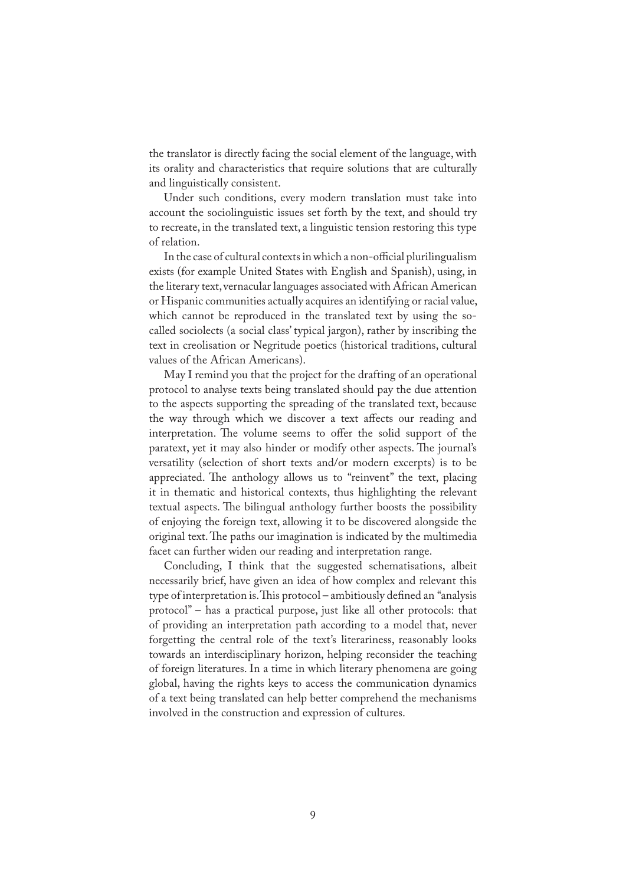the translator is directly facing the social element of the language, with its orality and characteristics that require solutions that are culturally and linguistically consistent.

Under such conditions, every modern translation must take into account the sociolinguistic issues set forth by the text, and should try to recreate, in the translated text, a linguistic tension restoring this type of relation.

In the case of cultural contexts in which a non-official plurilingualism exists (for example United States with English and Spanish), using, in the literary text, vernacular languages associated with African American or Hispanic communities actually acquires an identifying or racial value, which cannot be reproduced in the translated text by using the so-called sociolects (a social class' typical jargon), rather by inscribing the text in creolisation or Negritude poetics (historical traditions, cultural values of the African Americans).

May I remind you that the project for the drafting of an operational protocol to analyse texts being translated should pay the due attention to the aspects supporting the spreading of the translated text, because the way through which we discover a text affects our reading and interpretation. The volume seems to offer the solid support of the paratext, yet it may also hinder or modify other aspects. The journal's versatility (selection of short texts and/or modern excerpts) is to be appreciated. The anthology allows us to "reinvent" the text, placing it in thematic and historical contexts, thus highlighting the relevant textual aspects. The bilingual anthology further boosts the possibility of enjoying the foreign text, allowing it to be discovered alongside the original text. The paths our imagination is indicated by the multimedia facet can further widen our reading and interpretation range.

Concluding, I think that the suggested schematisations, albeit necessarily brief, have given an idea of how complex and relevant this type of interpretation is. This protocol – ambitiously defined an "analysis protocol" – has a practical purpose, just like all other protocols: that of providing an interpretation path according to a model that, never forgetting the central role of the text's literariness, reasonably looks towards an interdisciplinary horizon, helping reconsider the teaching of foreign literatures. In a time in which literary phenomena are going global, having the rights keys to access the communication dynamics of a text being translated can help better comprehend the mechanisms involved in the construction and expression of cultures.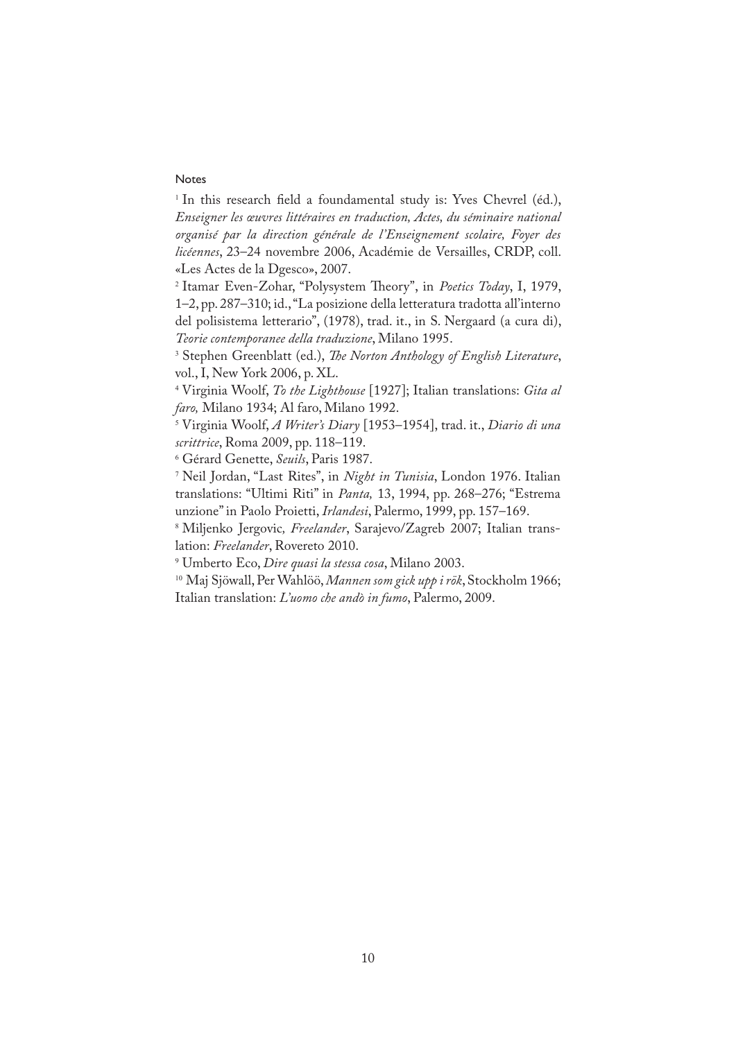Notes

[1] In this research field a foundamental study is: Yves Chevrel (éd.), *Enseigner les œuvres littéraires en traduction, Actes, du séminaire national organisé par la direction générale de l'Enseignement scolaire, Foyer des licéennes*, 23–24 novembre 2006, Académie de Versailles, CRDP, coll. «Les Actes de la Dgesco», 2007.

[2] Itamar Even-Zohar, "Polysystem Theory", in *Poetics Today*, I, 1979, 1–2, pp. 287–310; id., "La posizione della letteratura tradotta all'interno del polisistema letterario", (1978), trad. it., in S. Nergaard (a cura di), *Teorie contemporanee della traduzione*, Milano 1995.

[3] Stephen Greenblatt (ed.), *The Norton Anthology of English Literature*, vol., I, New York 2006, p. XL.

[4] Virginia Woolf, *To the Lighthouse* [1927]; Italian translations: *Gita al faro,* Milano 1934; Al faro, Milano 1992.

[5] Virginia Woolf, *A Writer's Diary* [1953–1954], trad. it., *Diario di una scrittrice*, Roma 2009, pp. 118–119.

[6] Gérard Genette, *Seuils*, Paris 1987.

[7] Neil Jordan, "Last Rites", in *Night in Tunisia*, London 1976. Italian translations: "Ultimi Riti" in *Panta,* 13, 1994, pp. 268–276; "Estrema unzione" in Paolo Proietti, *Irlandesi*, Palermo, 1999, pp. 157–169.

[8] Miljenko Jergovic*, Freelander*, Sarajevo/Zagreb 2007; Italian translation: *Freelander*, Rovereto 2010.

[9] Umberto Eco, *Dire quasi la stessa cosa*, Milano 2003.

[10] Maj Sjöwall, Per Wahlöö, *Mannen som gick upp i rök*, Stockholm 1966; Italian translation: *L'uomo che andò in fumo*, Palermo, 2009.